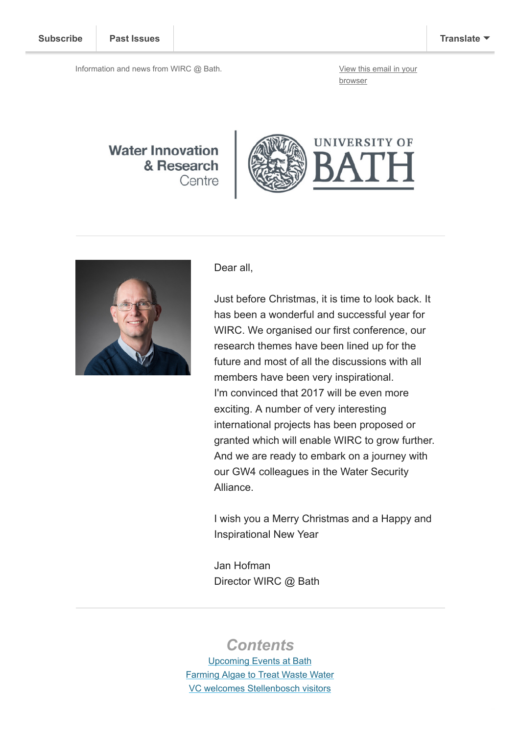Subscribe | Past Issues | Translate

Information and news from WIRC @ Bath.

View this email in your browser

Water Innovation & Research Centre | UNIVERSITY OF BATH

Dear all,

Just before Christmas, it is time to look back. It has been a wonderful and successful year for WIRC. We organised our first conference, our research themes have been lined up for the future and most of all the discussions with all members have been very inspirational.
I'm convinced that 2017 will be even more exciting. A number of very interesting international projects has been proposed or granted which will enable WIRC to grow further. And we are ready to embark on a journey with our GW4 colleagues in the Water Security Alliance.

I wish you a Merry Christmas and a Happy and Inspirational New Year

Jan Hofman
Director WIRC @ Bath

## *Contents*

Upcoming Events at Bath
Farming Algae to Treat Waste Water
VC welcomes Stellenbosch visitors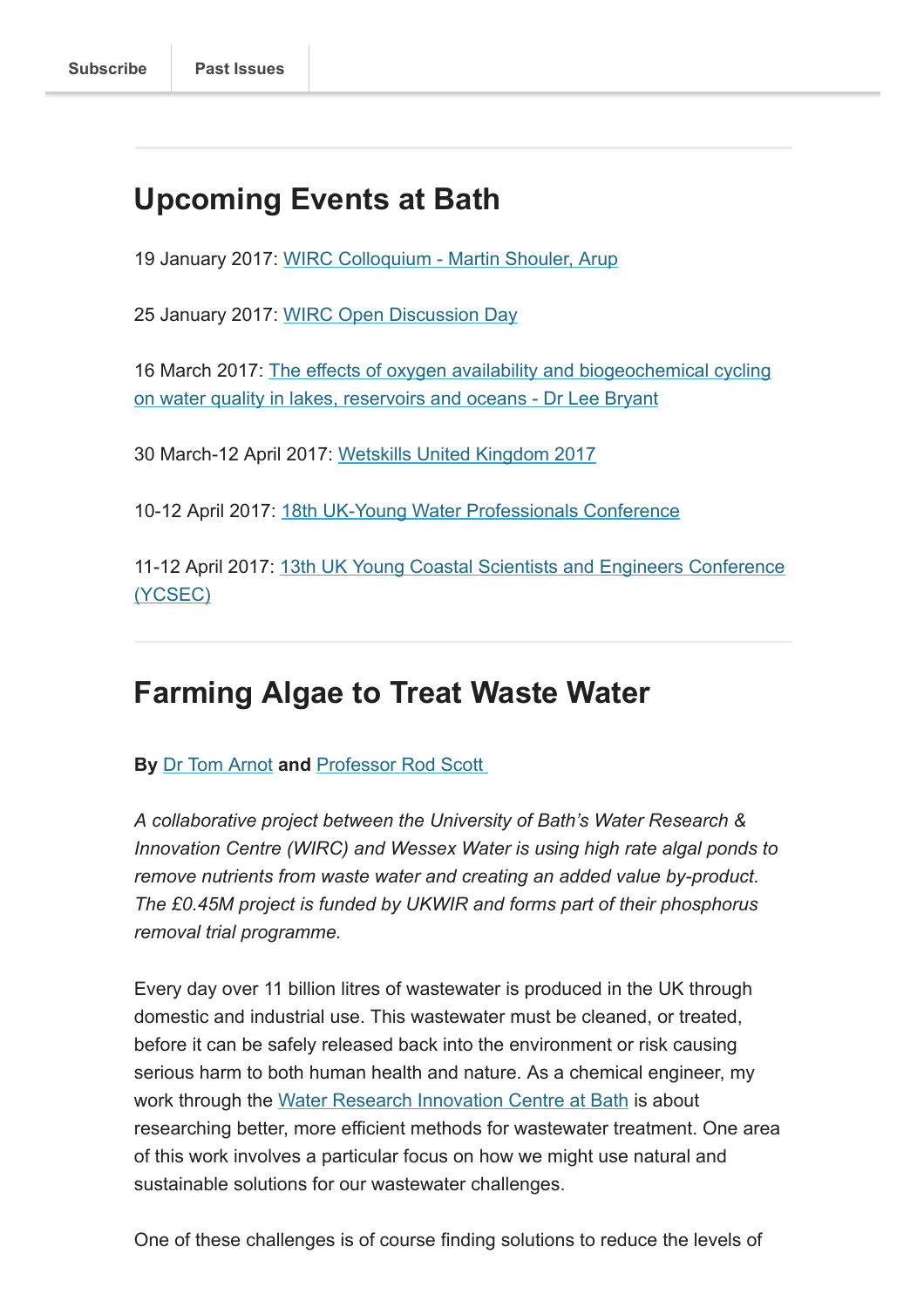Subscribe | Past Issues

## Upcoming Events at Bath

19 January 2017: WIRC Colloquium - Martin Shouler, Arup

25 January 2017: WIRC Open Discussion Day

16 March 2017: The effects of oxygen availability and biogeochemical cycling on water quality in lakes, reservoirs and oceans - Dr Lee Bryant

30 March-12 April 2017: Wetskills United Kingdom 2017

10-12 April 2017: 18th UK-Young Water Professionals Conference

11-12 April 2017: 13th UK Young Coastal Scientists and Engineers Conference (YCSEC)

## Farming Algae to Treat Waste Water

**By** Dr Tom Arnot **and** Professor Rod Scott

*A collaborative project between the University of Bath's Water Research & Innovation Centre (WIRC) and Wessex Water is using high rate algal ponds to remove nutrients from waste water and creating an added value by-product. The £0.45M project is funded by UKWIR and forms part of their phosphorus removal trial programme.*

Every day over 11 billion litres of wastewater is produced in the UK through domestic and industrial use. This wastewater must be cleaned, or treated, before it can be safely released back into the environment or risk causing serious harm to both human health and nature. As a chemical engineer, my work through the Water Research Innovation Centre at Bath is about researching better, more efficient methods for wastewater treatment. One area of this work involves a particular focus on how we might use natural and sustainable solutions for our wastewater challenges.

One of these challenges is of course finding solutions to reduce the levels of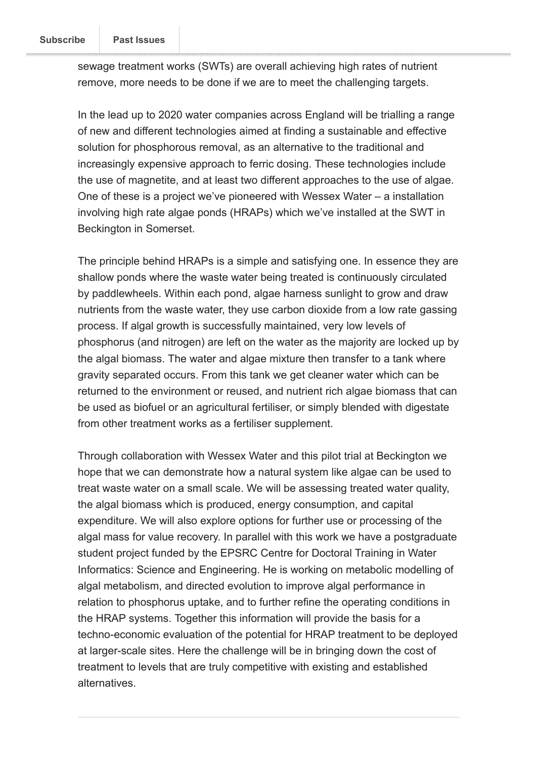sewage treatment works (SWTs) are overall achieving high rates of nutrient remove, more needs to be done if we are to meet the challenging targets.

In the lead up to 2020 water companies across England will be trialling a range of new and different technologies aimed at finding a sustainable and effective solution for phosphorous removal, as an alternative to the traditional and increasingly expensive approach to ferric dosing. These technologies include the use of magnetite, and at least two different approaches to the use of algae. One of these is a project we've pioneered with Wessex Water – a installation involving high rate algae ponds (HRAPs) which we've installed at the SWT in Beckington in Somerset.

The principle behind HRAPs is a simple and satisfying one. In essence they are shallow ponds where the waste water being treated is continuously circulated by paddlewheels. Within each pond, algae harness sunlight to grow and draw nutrients from the waste water, they use carbon dioxide from a low rate gassing process. If algal growth is successfully maintained, very low levels of phosphorus (and nitrogen) are left on the water as the majority are locked up by the algal biomass. The water and algae mixture then transfer to a tank where gravity separated occurs. From this tank we get cleaner water which can be returned to the environment or reused, and nutrient rich algae biomass that can be used as biofuel or an agricultural fertiliser, or simply blended with digestate from other treatment works as a fertiliser supplement.

Through collaboration with Wessex Water and this pilot trial at Beckington we hope that we can demonstrate how a natural system like algae can be used to treat waste water on a small scale. We will be assessing treated water quality, the algal biomass which is produced, energy consumption, and capital expenditure. We will also explore options for further use or processing of the algal mass for value recovery. In parallel with this work we have a postgraduate student project funded by the EPSRC Centre for Doctoral Training in Water Informatics: Science and Engineering. He is working on metabolic modelling of algal metabolism, and directed evolution to improve algal performance in relation to phosphorus uptake, and to further refine the operating conditions in the HRAP systems. Together this information will provide the basis for a techno-economic evaluation of the potential for HRAP treatment to be deployed at larger-scale sites. Here the challenge will be in bringing down the cost of treatment to levels that are truly competitive with existing and established alternatives.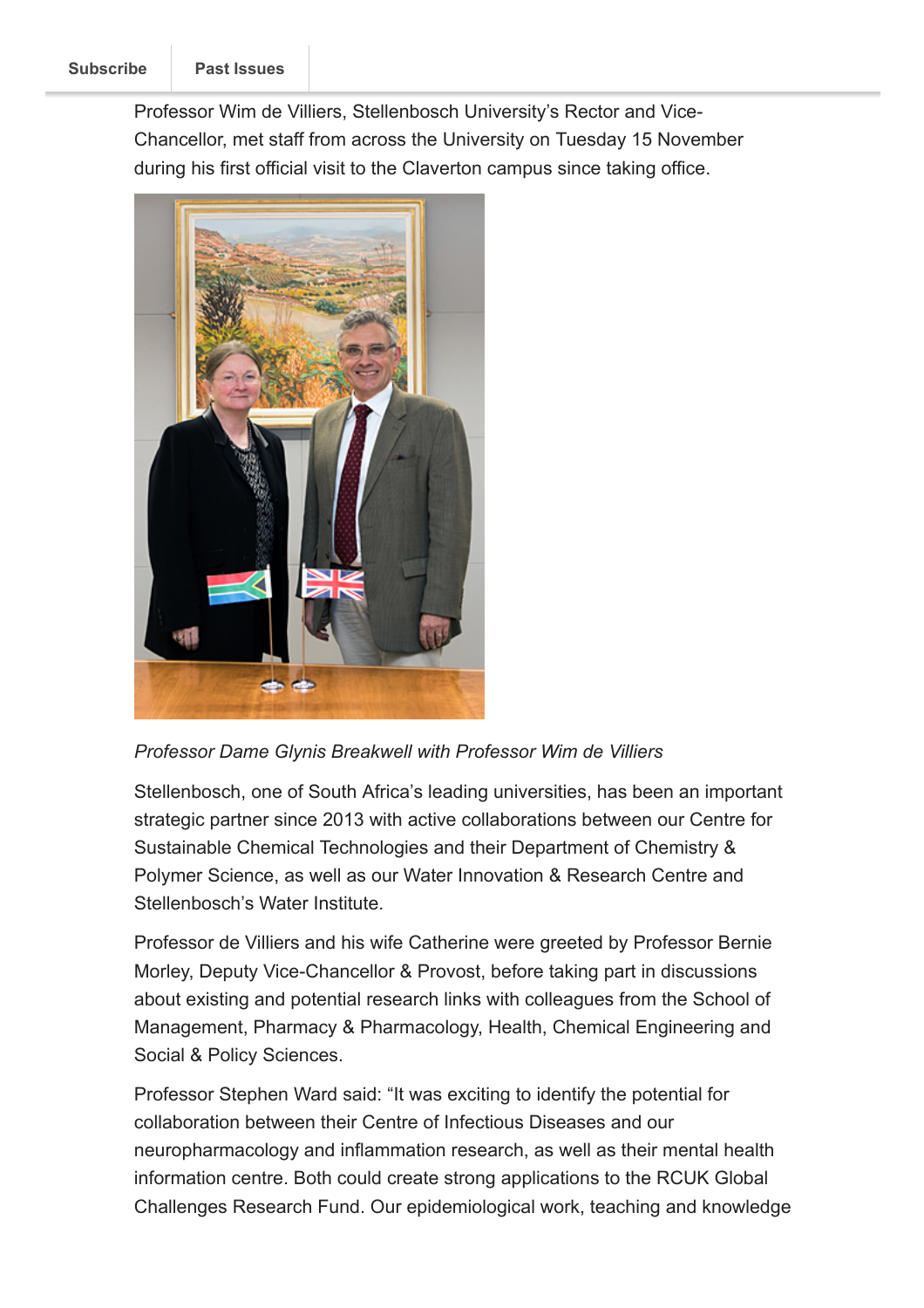Subscribe | Past Issues

Professor Wim de Villiers, Stellenbosch University's Rector and Vice-Chancellor, met staff from across the University on Tuesday 15 November during his first official visit to the Claverton campus since taking office.

*Professor Dame Glynis Breakwell with Professor Wim de Villiers*

Stellenbosch, one of South Africa's leading universities, has been an important strategic partner since 2013 with active collaborations between our Centre for Sustainable Chemical Technologies and their Department of Chemistry & Polymer Science, as well as our Water Innovation & Research Centre and Stellenbosch's Water Institute.

Professor de Villiers and his wife Catherine were greeted by Professor Bernie Morley, Deputy Vice-Chancellor & Provost, before taking part in discussions about existing and potential research links with colleagues from the School of Management, Pharmacy & Pharmacology, Health, Chemical Engineering and Social & Policy Sciences.

Professor Stephen Ward said: "It was exciting to identify the potential for collaboration between their Centre of Infectious Diseases and our neuropharmacology and inflammation research, as well as their mental health information centre. Both could create strong applications to the RCUK Global Challenges Research Fund. Our epidemiological work, teaching and knowledge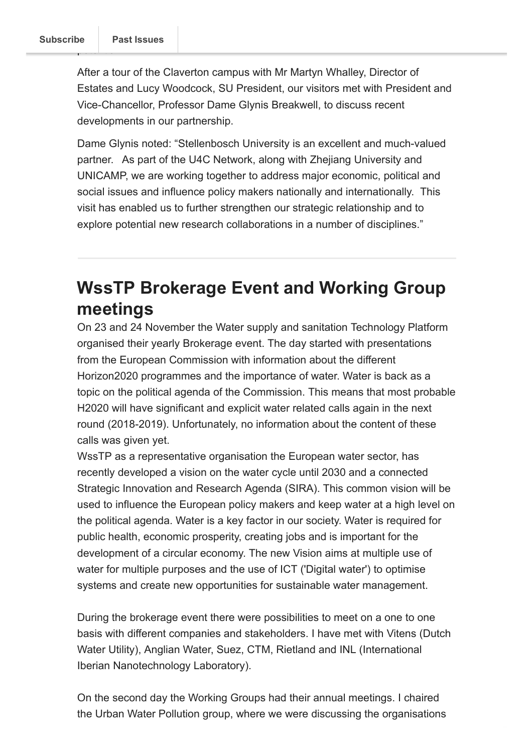After a tour of the Claverton campus with Mr Martyn Whalley, Director of Estates and Lucy Woodcock, SU President, our visitors met with President and Vice-Chancellor, Professor Dame Glynis Breakwell, to discuss recent developments in our partnership.

Dame Glynis noted: "Stellenbosch University is an excellent and much-valued partner. As part of the U4C Network, along with Zhejiang University and UNICAMP, we are working together to address major economic, political and social issues and influence policy makers nationally and internationally. This visit has enabled us to further strengthen our strategic relationship and to explore potential new research collaborations in a number of disciplines."

---

## WssTP Brokerage Event and Working Group meetings

On 23 and 24 November the Water supply and sanitation Technology Platform organised their yearly Brokerage event. The day started with presentations from the European Commission with information about the different Horizon2020 programmes and the importance of water. Water is back as a topic on the political agenda of the Commission. This means that most probable H2020 will have significant and explicit water related calls again in the next round (2018-2019). Unfortunately, no information about the content of these calls was given yet.

WssTP as a representative organisation the European water sector, has recently developed a vision on the water cycle until 2030 and a connected Strategic Innovation and Research Agenda (SIRA). This common vision will be used to influence the European policy makers and keep water at a high level on the political agenda. Water is a key factor in our society. Water is required for public health, economic prosperity, creating jobs and is important for the development of a circular economy. The new Vision aims at multiple use of water for multiple purposes and the use of ICT ('Digital water') to optimise systems and create new opportunities for sustainable water management.

During the brokerage event there were possibilities to meet on a one to one basis with different companies and stakeholders. I have met with Vitens (Dutch Water Utility), Anglian Water, Suez, CTM, Rietland and INL (International Iberian Nanotechnology Laboratory).

On the second day the Working Groups had their annual meetings. I chaired the Urban Water Pollution group, where we were discussing the organisations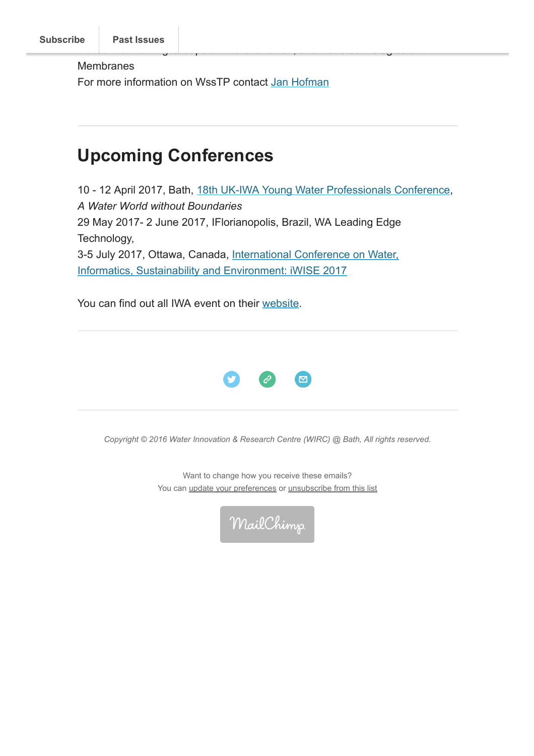Membranes
For more information on WssTP contact [Jan Hofman](#)

---

## Upcoming Conferences

10 - 12 April 2017, Bath, 18th UK-IWA Young Water Professionals Conference, *A Water World without Boundaries*
29 May 2017- 2 June 2017, IFlorianopolis, Brazil, WA Leading Edge Technology,
3-5 July 2017, Ottawa, Canada, International Conference on Water, Informatics, Sustainability and Environment: iWISE 2017

You can find out all IWA event on their website.

---

*Copyright © 2016 Water Innovation & Research Centre (WIRC) @ Bath, All rights reserved.*

Want to change how you receive these emails?
You can update your preferences or unsubscribe from this list

MailChimp